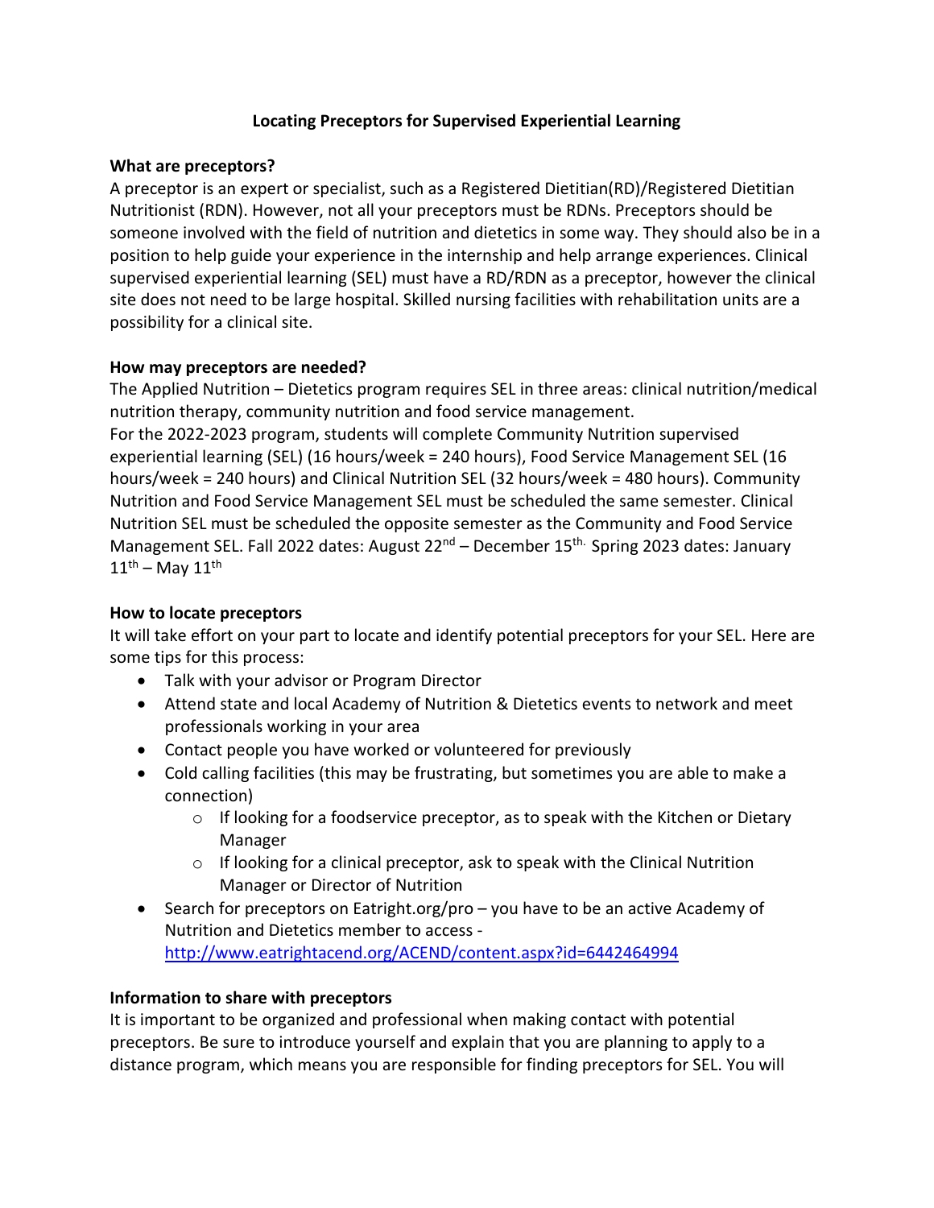# Locating Preceptors for Supervised Experiential Learning

**What are preceptors?**

A preceptor is an expert or specialist, such as a Registered Dietitian(RD)/Registered Dietitian Nutritionist (RDN). However, not all your preceptors must be RDNs. Preceptors should be someone involved with the field of nutrition and dietetics in some way. They should also be in a position to help guide your experience in the internship and help arrange experiences. Clinical supervised experiential learning (SEL) must have a RD/RDN as a preceptor, however the clinical site does not need to be large hospital. Skilled nursing facilities with rehabilitation units are a possibility for a clinical site.

**How may preceptors are needed?**

The Applied Nutrition – Dietetics program requires SEL in three areas: clinical nutrition/medical nutrition therapy, community nutrition and food service management.
For the 2022-2023 program, students will complete Community Nutrition supervised experiential learning (SEL) (16 hours/week = 240 hours), Food Service Management SEL (16 hours/week = 240 hours) and Clinical Nutrition SEL (32 hours/week = 480 hours). Community Nutrition and Food Service Management SEL must be scheduled the same semester. Clinical Nutrition SEL must be scheduled the opposite semester as the Community and Food Service Management SEL. Fall 2022 dates: August 22nd – December 15th. Spring 2023 dates: January 11th – May 11th

**How to locate preceptors**

It will take effort on your part to locate and identify potential preceptors for your SEL. Here are some tips for this process:

- Talk with your advisor or Program Director
- Attend state and local Academy of Nutrition & Dietetics events to network and meet professionals working in your area
- Contact people you have worked or volunteered for previously
- Cold calling facilities (this may be frustrating, but sometimes you are able to make a connection)
  - If looking for a foodservice preceptor, as to speak with the Kitchen or Dietary Manager
  - If looking for a clinical preceptor, ask to speak with the Clinical Nutrition Manager or Director of Nutrition
- Search for preceptors on Eatright.org/pro – you have to be an active Academy of Nutrition and Dietetics member to access - http://www.eatrightacend.org/ACEND/content.aspx?id=6442464994

**Information to share with preceptors**

It is important to be organized and professional when making contact with potential preceptors. Be sure to introduce yourself and explain that you are planning to apply to a distance program, which means you are responsible for finding preceptors for SEL. You will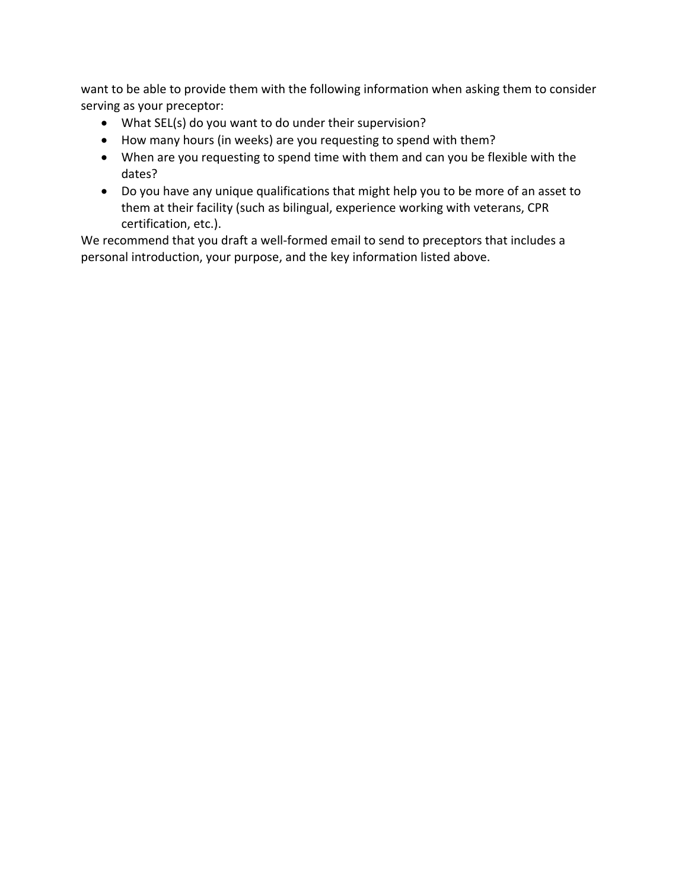want to be able to provide them with the following information when asking them to consider serving as your preceptor:

- What SEL(s) do you want to do under their supervision?
- How many hours (in weeks) are you requesting to spend with them?
- When are you requesting to spend time with them and can you be flexible with the dates?
- Do you have any unique qualifications that might help you to be more of an asset to them at their facility (such as bilingual, experience working with veterans, CPR certification, etc.).

We recommend that you draft a well-formed email to send to preceptors that includes a personal introduction, your purpose, and the key information listed above.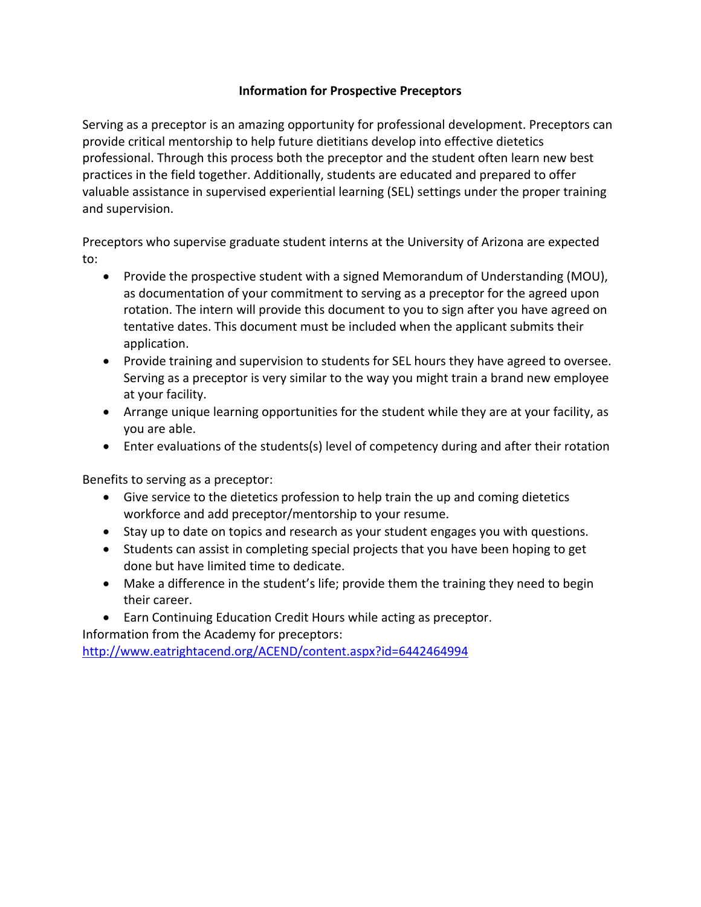**Information for Prospective Preceptors**

Serving as a preceptor is an amazing opportunity for professional development. Preceptors can provide critical mentorship to help future dietitians develop into effective dietetics professional. Through this process both the preceptor and the student often learn new best practices in the field together. Additionally, students are educated and prepared to offer valuable assistance in supervised experiential learning (SEL) settings under the proper training and supervision.

Preceptors who supervise graduate student interns at the University of Arizona are expected to:

- Provide the prospective student with a signed Memorandum of Understanding (MOU), as documentation of your commitment to serving as a preceptor for the agreed upon rotation. The intern will provide this document to you to sign after you have agreed on tentative dates. This document must be included when the applicant submits their application.
- Provide training and supervision to students for SEL hours they have agreed to oversee. Serving as a preceptor is very similar to the way you might train a brand new employee at your facility.
- Arrange unique learning opportunities for the student while they are at your facility, as you are able.
- Enter evaluations of the students(s) level of competency during and after their rotation

Benefits to serving as a preceptor:

- Give service to the dietetics profession to help train the up and coming dietetics workforce and add preceptor/mentorship to your resume.
- Stay up to date on topics and research as your student engages you with questions.
- Students can assist in completing special projects that you have been hoping to get done but have limited time to dedicate.
- Make a difference in the student's life; provide them the training they need to begin their career.
- Earn Continuing Education Credit Hours while acting as preceptor.

Information from the Academy for preceptors:
http://www.eatrightacend.org/ACEND/content.aspx?id=6442464994